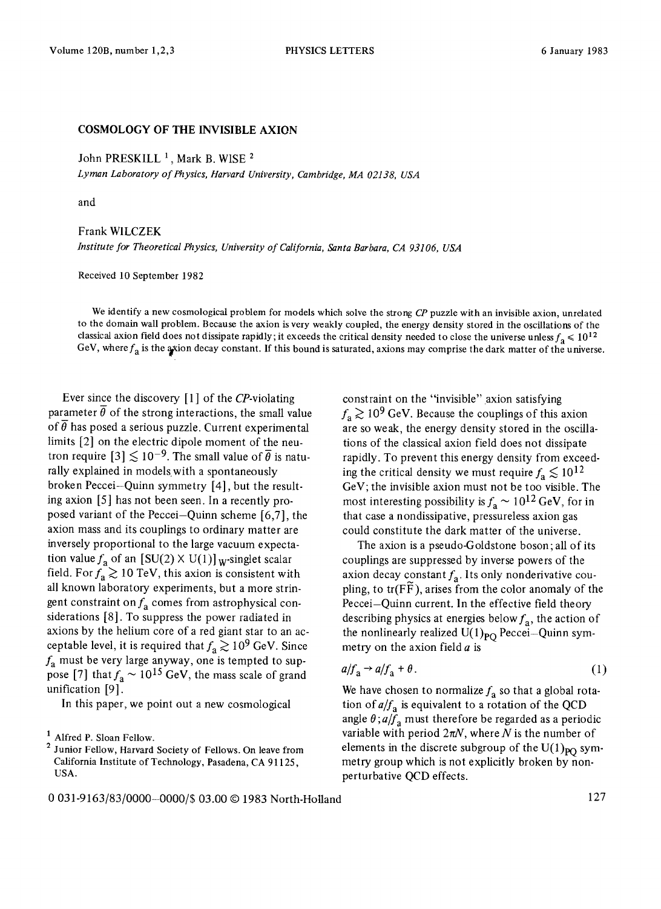# COSMOLOGY OF THE INVISIBLE AXION

John PRESKILL [1], Mark B. WISE [2]

*Lyman Laboratory of Physics, Harvard University, Cambridge, MA 02138, USA*

and

Frank WILCZEK

*Institute for Theoretical Physics, University of California, Santa Barbara, CA 93106, USA*

Received 10 September 1982

We identify a new cosmological problem for models which solve the strong *CP* puzzle with an invisible axion, unrelated to the domain wall problem. Because the axion is very weakly coupled, the energy density stored in the oscillations of the classical axion field does not dissipate rapidly; it exceeds the critical density needed to close the universe unless $f_a \leq 10^{12}$ GeV, where $f_a$ is the axion decay constant. If this bound is saturated, axions may comprise the dark matter of the universe.

Ever since the discovery [1] of the *CP*-violating parameter $\bar{\theta}$ of the strong interactions, the small value of $\bar{\theta}$ has posed a serious puzzle. Current experimental limits [2] on the electric dipole moment of the neutron require [3] $\lesssim 10^{-9}$. The small value of $\bar{\theta}$ is naturally explained in models with a spontaneously broken Peccei–Quinn symmetry [4], but the resulting axion [5] has not been seen. In a recently proposed variant of the Peccei–Quinn scheme [6,7], the axion mass and its couplings to ordinary matter are inversely proportional to the large vacuum expectation value $f_a$ of an $[\mathrm{SU}(2) \times \mathrm{U}(1)]_W$-singlet scalar field. For $f_a \gtrsim 10$ TeV, this axion is consistent with all known laboratory experiments, but a more stringent constraint on $f_a$ comes from astrophysical considerations [8]. To suppress the power radiated in axions by the helium core of a red giant star to an acceptable level, it is required that $f_a \gtrsim 10^9$ GeV. Since $f_a$ must be very large anyway, one is tempted to suppose [7] that $f_a \sim 10^{15}$ GeV, the mass scale of grand unification [9].

In this paper, we point out a new cosmological constraint on the "invisible" axion satisfying $f_a \gtrsim 10^9$ GeV. Because the couplings of this axion are so weak, the energy density stored in the oscillations of the classical axion field does not dissipate rapidly. To prevent this energy density from exceeding the critical density we must require $f_a \lesssim 10^{12}$ GeV; the invisible axion must not be too visible. The most interesting possibility is $f_a \sim 10^{12}$ GeV, for in that case a nondissipative, pressureless axion gas could constitute the dark matter of the universe.

The axion is a pseudo-Goldstone boson; all of its couplings are suppressed by inverse powers of the axion decay constant $f_a$. Its only nonderivative coupling, to $\mathrm{tr}(F\tilde{F})$, arises from the color anomaly of the Peccei–Quinn current. In the effective field theory describing physics at energies below $f_a$, the action of the nonlinearly realized $\mathrm{U}(1)_{\mathrm{PQ}}$ Peccei–Quinn symmetry on the axion field $a$ is

$$a/f_a \to a/f_a + \theta . \tag{1}$$

We have chosen to normalize $f_a$ so that a global rotation of $a/f_a$ is equivalent to a rotation of the QCD angle $\theta$; $a/f_a$ must therefore be regarded as a periodic variable with period $2\pi N$, where $N$ is the number of elements in the discrete subgroup of the $\mathrm{U}(1)_{\mathrm{PQ}}$ symmetry group which is not explicitly broken by nonperturbative QCD effects.

[1] Alfred P. Sloan Fellow.

[2] Junior Fellow, Harvard Society of Fellows. On leave from California Institute of Technology, Pasadena, CA 91125, USA.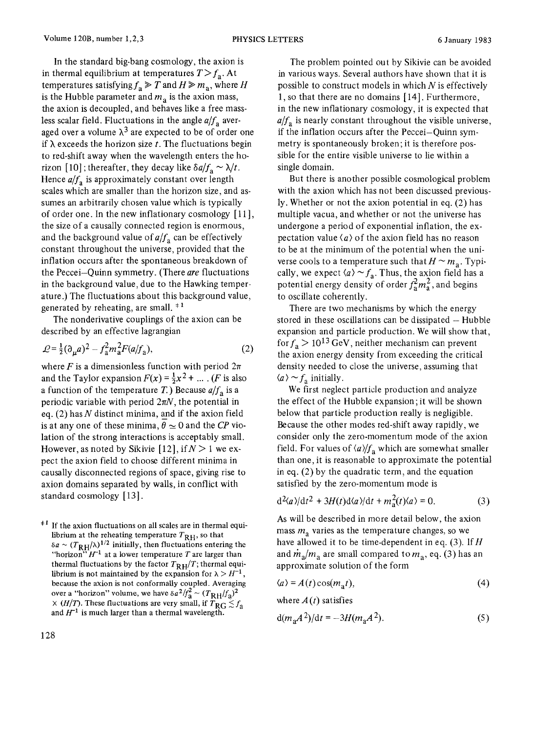In the standard big-bang cosmology, the axion is in thermal equilibrium at temperatures $T > f_a$. At temperatures satisfying $f_a \gg T$ and $H \gg m_a$, where $H$ is the Hubble parameter and $m_a$ is the axion mass, the axion is decoupled, and behaves like a free massless scalar field. Fluctuations in the angle $a/f_a$ averaged over a volume $\lambda^3$ are expected to be of order one if $\lambda$ exceeds the horizon size $t$. The fluctuations begin to red-shift away when the wavelength enters the horizon [10]; thereafter, they decay like $\delta a/f_a \sim \lambda/t$. Hence $a/f_a$ is approximately constant over length scales which are smaller than the horizon size, and assumes an arbitrarily chosen value which is typically of order one. In the new inflationary cosmology [11], the size of a causally connected region is enormous, and the background value of $a/f_a$ can be effectively constant throughout the universe, provided that the inflation occurs after the spontaneous breakdown of the Peccei–Quinn symmetry. (There *are* fluctuations in the background value, due to the Hawking temperature.) The fluctuations about this background value, generated by reheating, are small. [‡1]

The nonderivative couplings of the axion can be described by an effective lagrangian

$$\mathcal{L} = \tfrac{1}{2}(\partial_\mu a)^2 - f_a^2 m_a^2 F(a/f_a), \tag{2}$$

where $F$ is a dimensionless function with period $2\pi$ and the Taylor expansion $F(x) = \frac{1}{2}x^2 + \ldots$ . ($F$ is also a function of the temperature $T$.) Because $a/f_a$ is a periodic variable with period $2\pi N$, the potential in eq. (2) has $N$ distinct minima, and if the axion field is at any one of these minima, $\bar{\theta} \simeq 0$ and the $CP$ violation of the strong interactions is acceptably small. However, as noted by Sikivie [12], if $N > 1$ we expect the axion field to choose different minima in causally disconnected regions of space, giving rise to axion domains separated by walls, in conflict with standard cosmology [13].

The problem pointed out by Sikivie can be avoided in various ways. Several authors have shown that it is possible to construct models in which $N$ is effectively 1, so that there are no domains [14]. Furthermore, in the new inflationary cosmology, it is expected that $a/f_a$ is nearly constant throughout the visible universe, if the inflation occurs after the Peccei–Quinn symmetry is spontaneously broken; it is therefore possible for the entire visible universe to lie within a single domain.

But there is another possible cosmological problem with the axion which has not been discussed previously. Whether or not the axion potential in eq. (2) has multiple vacua, and whether or not the universe has undergone a period of exponential inflation, the expectation value $\langle a \rangle$ of the axion field has no reason to be at the minimum of the potential when the universe cools to a temperature such that $H \sim m_a$. Typically, we expect $\langle a \rangle \sim f_a$. Thus, the axion field has a potential energy density of order $f_a^2 m_a^2$, and begins to oscillate coherently.

There are two mechanisms by which the energy stored in these oscillations can be dissipated – Hubble expansion and particle production. We will show that, for $f_a > 10^{13}$ GeV, neither mechanism can prevent the axion energy density from exceeding the critical density needed to close the universe, assuming that $\langle a \rangle \sim f_a$ initially.

We first neglect particle production and analyze the effect of the Hubble expansion; it will be shown below that particle production really is negligible. Because the other modes red-shift away rapidly, we consider only the zero-momentum mode of the axion field. For values of $\langle a \rangle / f_a$ which are somewhat smaller than one, it is reasonable to approximate the potential in eq. (2) by the quadratic term, and the equation satisfied by the zero-momentum mode is

$$\mathrm{d}^2\langle a \rangle/\mathrm{d}t^2 + 3H(t)\mathrm{d}\langle a \rangle/\mathrm{d}t + m_a^2(t)\langle a \rangle = 0. \tag{3}$$

As will be described in more detail below, the axion mass $m_a$ varies as the temperature changes, so we have allowed it to be time-dependent in eq. (3). If $H$ and $\dot{m}_a/m_a$ are small compared to $m_a$, eq. (3) has an approximate solution of the form

$$\langle a \rangle = A(t)\cos(m_a t), \tag{4}$$

where $A(t)$ satisfies

$$\mathrm{d}(m_a A^2)/\mathrm{d}t = -3H(m_a A^2). \tag{5}$$

[‡1] If the axion fluctuations on all scales are in thermal equilibrium at the reheating temperature $T_{RH}$, so that $\delta a \sim (T_{RH}/\lambda)^{1/2}$ initially, then fluctuations entering the "horizon" $H^{-1}$ at a lower temperature $T$ are larger than thermal fluctuations by the factor $T_{RH}/T$; thermal equilibrium is not maintained by the expansion for $\lambda > H^{-1}$, because the axion is not conformally coupled. Averaging over a "horizon" volume, we have $\delta a^2/f_a^2 \sim (T_{RH}/f_a)^2 \times (H/T)$. These fluctuations are very small, if $T_{RG} \lesssim f_a$ and $H^{-1}$ is much larger than a thermal wavelength.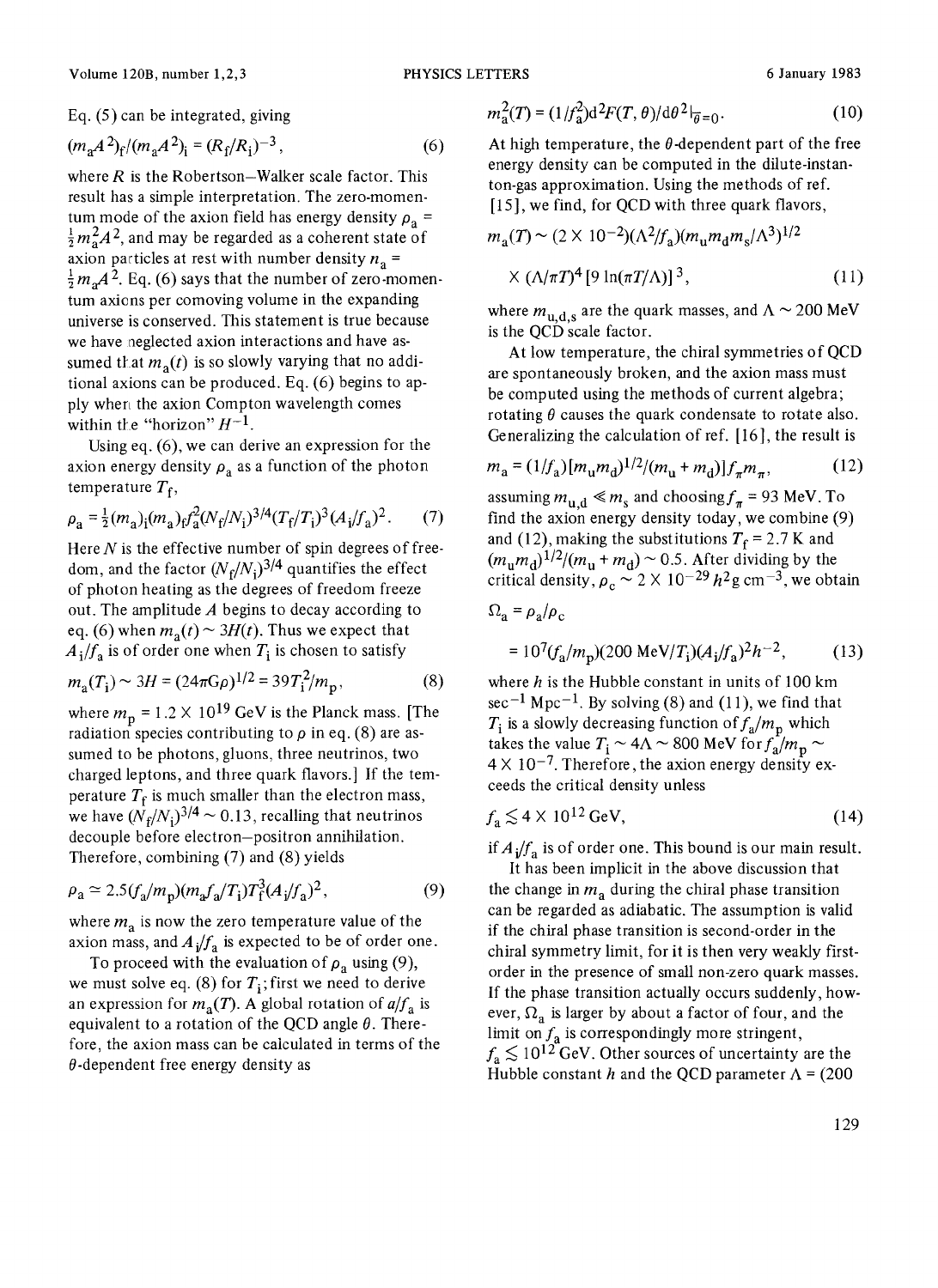Eq. (5) can be integrated, giving

$$(m_a A^2)_f/(m_a A^2)_i = (R_f/R_i)^{-3}, \quad (6)$$

where $R$ is the Robertson–Walker scale factor. This result has a simple interpretation. The zero-momentum mode of the axion field has energy density $\rho_a = \frac{1}{2}m_a^2 A^2$, and may be regarded as a coherent state of axion particles at rest with number density $n_a = \frac{1}{2}m_a A^2$. Eq. (6) says that the number of zero-momentum axions per comoving volume in the expanding universe is conserved. This statement is true because we have neglected axion interactions and have assumed that $m_a(t)$ is so slowly varying that no additional axions can be produced. Eq. (6) begins to apply when the axion Compton wavelength comes within the "horizon" $H^{-1}$.

Using eq. (6), we can derive an expression for the axion energy density $\rho_a$ as a function of the photon temperature $T_f$,

$$\rho_a = \tfrac{1}{2}(m_a)_i (m_a)_f f_a^2 (N_f/N_i)^{3/4} (T_f/T_i)^3 (A_i/f_a)^2. \quad (7)$$

Here $N$ is the effective number of spin degrees of freedom, and the factor $(N_f/N_i)^{3/4}$ quantifies the effect of photon heating as the degrees of freedom freeze out. The amplitude $A$ begins to decay according to eq. (6) when $m_a(t) \sim 3H(t)$. Thus we expect that $A_i/f_a$ is of order one when $T_i$ is chosen to satisfy

$$m_a(T_i) \sim 3H = (24\pi G\rho)^{1/2} = 39 T_i^2/m_p, \quad (8)$$

where $m_p = 1.2 \times 10^{19}$ GeV is the Planck mass. [The radiation species contributing to $\rho$ in eq. (8) are assumed to be photons, gluons, three neutrinos, two charged leptons, and three quark flavors.] If the temperature $T_f$ is much smaller than the electron mass, we have $(N_f/N_i)^{3/4} \sim 0.13$, recalling that neutrinos decouple before electron–positron annihilation. Therefore, combining (7) and (8) yields

$$\rho_a \simeq 2.5(f_a/m_p)(m_a f_a/T_i) T_f^3 (A_i/f_a)^2, \quad (9)$$

where $m_a$ is now the zero temperature value of the axion mass, and $A_i/f_a$ is expected to be of order one.

To proceed with the evaluation of $\rho_a$ using (9), we must solve eq. (8) for $T_i$; first we need to derive an expression for $m_a(T)$. A global rotation of $a/f_a$ is equivalent to a rotation of the QCD angle $\theta$. Therefore, the axion mass can be calculated in terms of the $\theta$-dependent free energy density as

$$m_a^2(T) = (1/f_a^2) \mathrm{d}^2 F(T,\theta)/\mathrm{d}\theta^2 |_{\bar{\theta}=0}. \quad (10)$$

At high temperature, the $\theta$-dependent part of the free energy density can be computed in the dilute-instanton-gas approximation. Using the methods of ref. [15], we find, for QCD with three quark flavors,

$$m_a(T) \sim (2 \times 10^{-2})(\Lambda^2/f_a)(m_u m_d m_s/\Lambda^3)^{1/2}$$
$$\times (\Lambda/\pi T)^4 [9 \ln(\pi T/\Lambda)]^3, \quad (11)$$

where $m_{u,d,s}$ are the quark masses, and $\Lambda \sim 200$ MeV is the QCD scale factor.

At low temperature, the chiral symmetries of QCD are spontaneously broken, and the axion mass must be computed using the methods of current algebra; rotating $\theta$ causes the quark condensate to rotate also. Generalizing the calculation of ref. [16], the result is

$$m_a = (1/f_a)[m_u m_d]^{1/2}/(m_u + m_d)] f_\pi m_\pi, \quad (12)$$

assuming $m_{u,d} \ll m_s$ and choosing $f_\pi = 93$ MeV. To find the axion energy density today, we combine (9) and (12), making the substitutions $T_f = 2.7$ K and $(m_u m_d)^{1/2}/(m_u + m_d) \sim 0.5$. After dividing by the critical density, $\rho_c \sim 2 \times 10^{-29} h^2$ g cm$^{-3}$, we obtain

$$\Omega_a = \rho_a/\rho_c$$
$$= 10^7 (f_a/m_p)(200 \text{ MeV}/T_i)(A_i/f_a)^2 h^{-2}, \quad (13)$$

where $h$ is the Hubble constant in units of 100 km sec$^{-1}$ Mpc$^{-1}$. By solving (8) and (11), we find that $T_i$ is a slowly decreasing function of $f_a/m_p$ which takes the value $T_i \sim 4\Lambda \sim 800$ MeV for $f_a/m_p \sim 4 \times 10^{-7}$. Therefore, the axion energy density exceeds the critical density unless

$$f_a \lesssim 4 \times 10^{12} \text{ GeV}, \quad (14)$$

if $A_i/f_a$ is of order one. This bound is our main result.

It has been implicit in the above discussion that the change in $m_a$ during the chiral phase transition can be regarded as adiabatic. The assumption is valid if the chiral phase transition is second-order in the chiral symmetry limit, for it is then very weakly first-order in the presence of small non-zero quark masses. If the phase transition actually occurs suddenly, however, $\Omega_a$ is larger by about a factor of four, and the limit on $f_a$ is correspondingly more stringent, $f_a \lesssim 10^{12}$ GeV. Other sources of uncertainty are the Hubble constant $h$ and the QCD parameter $\Lambda = (200$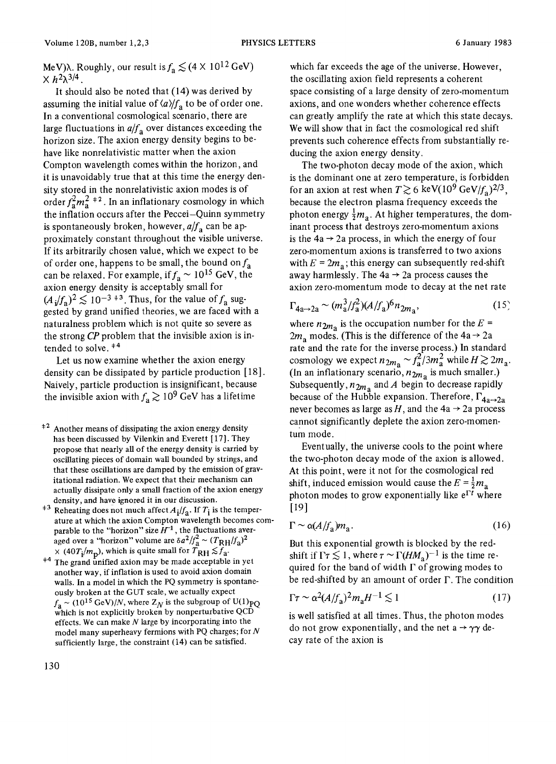MeV)λ. Roughly, our result is $f_a \lesssim (4 \times 10^{12}\ \text{GeV}) \times h^2 \lambda^{3/4}$.

It should also be noted that (14) was derived by assuming the initial value of $\langle a \rangle / f_a$ to be of order one. In a conventional cosmological scenario, there are large fluctuations in $a/f_a$ over distances exceeding the horizon size. The axion energy density begins to behave like nonrelativistic matter when the axion Compton wavelength comes within the horizon, and it is unavoidably true that at this time the energy density stored in the nonrelativistic axion modes is of order $f_a^2 m_a^2$ [‡2]. In an inflationary cosmology in which the inflation occurs after the Peccei–Quinn symmetry is spontaneously broken, however, $a/f_a$ can be approximately constant throughout the visible universe. If its arbitrarily chosen value, which we expect to be of order one, happens to be small, the bound on $f_a$ can be relaxed. For example, if $f_a \sim 10^{15}$ GeV, the axion energy density is acceptably small for $(A_i/f_a)^2 \lesssim 10^{-3}$ [‡3]. Thus, for the value of $f_a$ suggested by grand unified theories, we are faced with a naturalness problem which is not quite so severe as the strong *CP* problem that the invisible axion is intended to solve. [‡4]

Let us now examine whether the axion energy density can be dissipated by particle production [18]. Naively, particle production is insignificant, because the invisible axion with $f_a \gtrsim 10^9$ GeV has a lifetime which far exceeds the age of the universe. However, the oscillating axion field represents a coherent space consisting of a large density of zero-momentum axions, and one wonders whether coherence effects can greatly amplify the rate at which this state decays. We will show that in fact the cosmological red shift prevents such coherence effects from substantially reducing the axion energy density.

The two-photon decay mode of the axion, which is the dominant one at zero temperature, is forbidden for an axion at rest when $T \gtrsim 6\ \text{keV}(10^9\ \text{GeV}/f_a)^{2/3}$, because the electron plasma frequency exceeds the photon energy $\frac{1}{2}m_a$. At higher temperatures, the dominant process that destroys zero-momentum axions is the $4a \to 2a$ process, in which the energy of four zero-momentum axions is transferred to two axions with $E = 2m_a$; this energy can subsequently red-shift away harmlessly. The $4a \to 2a$ process causes the axion zero-momentum mode to decay at the net rate

$$\Gamma_{4a \to 2a} \sim (m_a^3/f_a^2)(A/f_a)^6 n_{2m_a}, \tag{15}$$

where $n_{2m_a}$ is the occupation number for the $E = 2m_a$ modes. (This is the difference of the $4a \to 2a$ rate and the rate for the inverse process.) In standard cosmology we expect $n_{2m_a} \sim f_a^2/3m_a^2$ while $H \gtrsim 2m_a$. (In an inflationary scenario, $n_{2m_a}$ is much smaller.) Subsequently, $n_{2m_a}$ and $A$ begin to decrease rapidly because of the Hubble expansion. Therefore, $\Gamma_{4a \to 2a}$ never becomes as large as $H$, and the $4a \to 2a$ process cannot significantly deplete the axion zero-momentum mode.

Eventually, the universe cools to the point where the two-photon decay mode of the axion is allowed. At this point, were it not for the cosmological red shift, induced emission would cause the $E = \frac{1}{2}m_a$ photon modes to grow exponentially like $e^{\Gamma t}$ where [19]

$$\Gamma \sim \alpha(A/f_a)m_a. \tag{16}$$

But this exponential growth is blocked by the redshift if $\Gamma\tau \lesssim 1$, where $\tau \sim \Gamma(H M_a)^{-1}$ is the time required for the band of width $\Gamma$ of growing modes to be red-shifted by an amount of order $\Gamma$. The condition

$$\Gamma\tau \sim \alpha^2 (A/f_a)^2 m_a H^{-1} \lesssim 1 \tag{17}$$

is well satisfied at all times. Thus, the photon modes do not grow exponentially, and the net $a \to \gamma\gamma$ decay rate of the axion is

---

[‡2] Another means of dissipating the axion energy density has been discussed by Vilenkin and Everett [17]. They propose that nearly all of the energy density is carried by oscillating pieces of domain wall bounded by strings, and that these oscillations are damped by the emission of gravitational radiation. We expect that their mechanism can actually dissipate only a small fraction of the axion energy density, and have ignored it in our discussion.

[‡3] Reheating does not much affect $A_i/f_a$. If $T_i$ is the temperature at which the axion Compton wavelength becomes comparable to the "horizon" size $H^{-1}$, the fluctuations averaged over a "horizon" volume are $\delta a^2/f_a^2 \sim (T_{\text{RH}}/f_a)^2 \times (40 T_i/m_p)$, which is quite small for $T_{\text{RH}} \lesssim f_a$.

[‡4] The grand unified axion may be made acceptable in yet another way, if inflation is used to avoid axion domain walls. In a model in which the PQ symmetry is spontaneously broken at the GUT scale, we actually expect $f_a \sim (10^{15}\ \text{GeV})/N$, where $Z_N$ is the subgroup of $U(1)_{\text{PQ}}$ which is not explicitly broken by nonperturbative QCD effects. We can make $N$ large by incorporating into the model many superheavy fermions with PQ charges; for $N$ sufficiently large, the constraint (14) can be satisfied.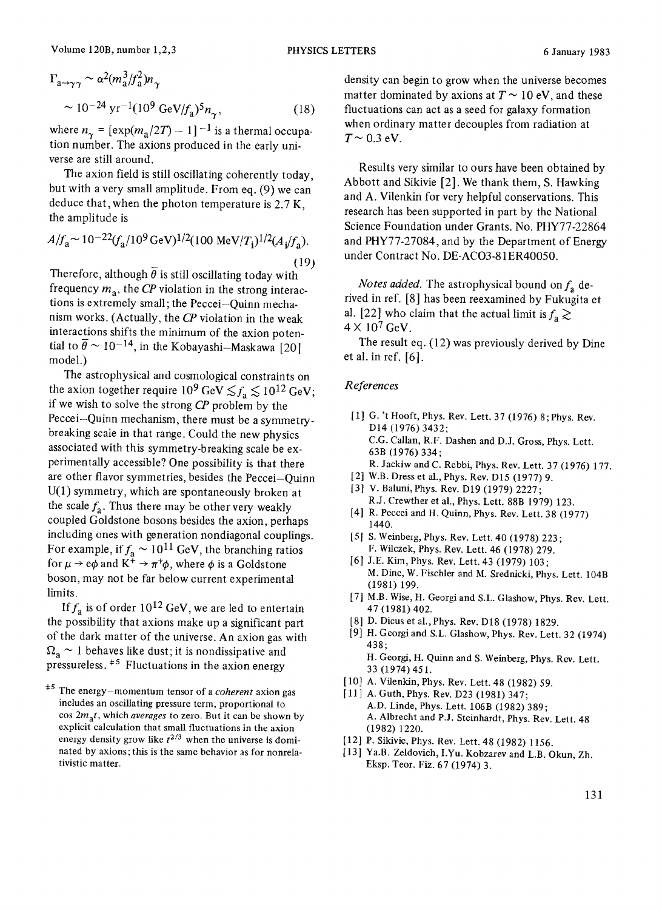$$\Gamma_{a\to\gamma\gamma} \sim \alpha^2 (m_a^3/f_a^2) n_\gamma$$

$$\sim 10^{-24}\ \mathrm{yr}^{-1} (10^9\ \mathrm{GeV}/f_a)^5 n_\gamma , \tag{18}$$

where $n_\gamma = [\exp(m_a/2T) - 1]^{-1}$ is a thermal occupation number. The axions produced in the early universe are still around.

The axion field is still oscillating coherently today, but with a very small amplitude. From eq. (9) we can deduce that, when the photon temperature is 2.7 K, the amplitude is

$$A/f_a \sim 10^{-22} (f_a/10^9\ \mathrm{GeV})^{1/2} (100\ \mathrm{MeV}/T_i)^{1/2} (A_i/f_a). \tag{19}$$

Therefore, although $\bar{\theta}$ is still oscillating today with frequency $m_a$, the *CP* violation in the strong interactions is extremely small; the Peccei–Quinn mechanism works. (Actually, the *CP* violation in the weak interactions shifts the minimum of the axion potential to $\bar{\theta} \sim 10^{-14}$, in the Kobayashi–Maskawa [20] model.)

The astrophysical and cosmological constraints on the axion together require $10^9\ \mathrm{GeV} \lesssim f_a \lesssim 10^{12}\ \mathrm{GeV}$; if we wish to solve the strong *CP* problem by the Peccei–Quinn mechanism, there must be a symmetry-breaking scale in that range. Could the new physics associated with this symmetry-breaking scale be experimentally accessible? One possibility is that there are other flavor symmetries, besides the Peccei–Quinn U(1) symmetry, which are spontaneously broken at the scale $f_a$. Thus there may be other very weakly coupled Goldstone bosons besides the axion, perhaps including ones with generation nondiagonal couplings. For example, if $f_a \sim 10^{11}$ GeV, the branching ratios for $\mu \to e\phi$ and $K^+ \to \pi^+\phi$, where $\phi$ is a Goldstone boson, may not be far below current experimental limits.

If $f_a$ is of order $10^{12}$ GeV, we are led to entertain the possibility that axions make up a significant part of the dark matter of the universe. An axion gas with $\Omega_a \sim 1$ behaves like dust; it is nondissipative and pressureless. [‡5] Fluctuations in the axion energy density can begin to grow when the universe becomes matter dominated by axions at $T \sim 10$ eV, and these fluctuations can act as a seed for galaxy formation when ordinary matter decouples from radiation at $T \sim 0.3$ eV.

[‡5] The energy–momentum tensor of a *coherent* axion gas includes an oscillating pressure term, proportional to $\cos 2m_a t$, which *averages* to zero. But it can be shown by explicit calculation that small fluctuations in the axion energy density grow like $t^{2/3}$ when the universe is dominated by axions; this is the same behavior as for nonrelativistic matter.

Results very similar to ours have been obtained by Abbott and Sikivie [2]. We thank them, S. Hawking and A. Vilenkin for very helpful conservations. This research has been supported in part by the National Science Foundation under Grants. No. PHY77-22864 and PHY77-27084, and by the Department of Energy under Contract No. DE-AC03-81ER40050.

*Notes added.* The astrophysical bound on $f_a$ derived in ref. [8] has been reexamined by Fukugita et al. [22] who claim that the actual limit is $f_a \gtrsim 4 \times 10^7$ GeV.

The result eq. (12) was previously derived by Dine et al. in ref. [6].

## References

[1] G. 't Hooft, Phys. Rev. Lett. 37 (1976) 8; Phys. Rev. D14 (1976) 3432;
C.G. Callan, R.F. Dashen and D.J. Gross, Phys. Lett. 63B (1976) 334;
R. Jackiw and C. Rebbi, Phys. Rev. Lett. 37 (1976) 177.

[2] W.B. Dress et al., Phys. Rev. D15 (1977) 9.

[3] V. Baluni, Phys. Rev. D19 (1979) 2227;
R.J. Crewther et al., Phys. Lett. 88B 1979) 123.

[4] R. Peccei and H. Quinn, Phys. Rev. Lett. 38 (1977) 1440.

[5] S. Weinberg, Phys. Rev. Lett. 40 (1978) 223;
F. Wilczek, Phys. Rev. Lett. 46 (1978) 279.

[6] J.E. Kim, Phys. Rev. Lett. 43 (1979) 103;
M. Dine, W. Fischler and M. Srednicki, Phys. Lett. 104B (1981) 199.

[7] M.B. Wise, H. Georgi and S.L. Glashow, Phys. Rev. Lett. 47 (1981) 402.

[8] D. Dicus et al., Phys. Rev. D18 (1978) 1829.

[9] H. Georgi and S.L. Glashow, Phys. Rev. Lett. 32 (1974) 438;
H. Georgi, H. Quinn and S. Weinberg, Phys. Rev. Lett. 33 (1974) 451.

[10] A. Vilenkin, Phys. Rev. Lett. 48 (1982) 59.

[11] A. Guth, Phys. Rev. D23 (1981) 347;
A.D. Linde, Phys. Lett. 106B (1982) 389;
A. Albrecht and P.J. Steinhardt, Phys. Rev. Lett. 48 (1982) 1220.

[12] P. Sikivie, Phys. Rev. Lett. 48 (1982) 1156.

[13] Ya.B. Zeldovich, I.Yu. Kobzarev and L.B. Okun, Zh. Eksp. Teor. Fiz. 67 (1974) 3.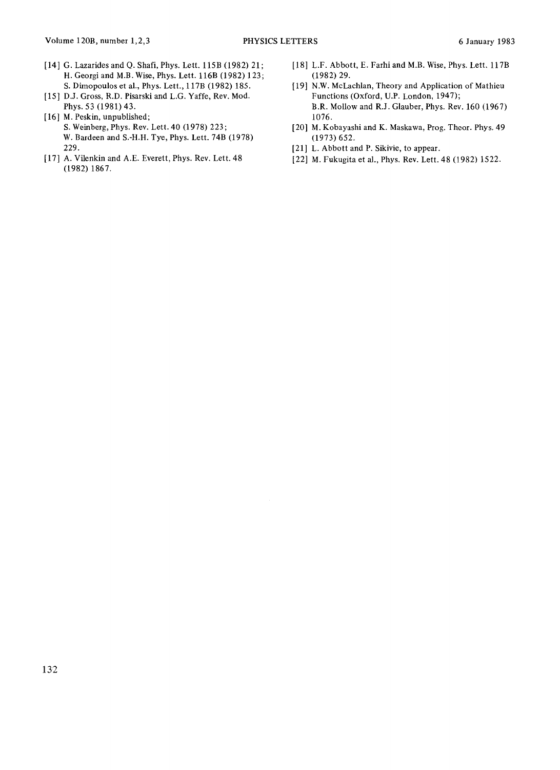[14] G. Lazarides and Q. Shafi, Phys. Lett. 115B (1982) 21; H. Georgi and M.B. Wise, Phys. Lett. 116B (1982) 123; S. Dimopoulos et al., Phys. Lett., 117B (1982) 185.

[15] D.J. Gross, R.D. Pisarski and L.G. Yaffe, Rev. Mod. Phys. 53 (1981) 43.

[16] M. Peskin, unpublished; S. Weinberg, Phys. Rev. Lett. 40 (1978) 223; W. Bardeen and S.-H.H. Tye, Phys. Lett. 74B (1978) 229.

[17] A. Vilenkin and A.E. Everett, Phys. Rev. Lett. 48 (1982) 1867.

[18] L.F. Abbott, E. Farhi and M.B. Wise, Phys. Lett. 117B (1982) 29.

[19] N.W. McLachlan, Theory and Application of Mathieu Functions (Oxford, U.P. London, 1947); B.R. Mollow and R.J. Glauber, Phys. Rev. 160 (1967) 1076.

[20] M. Kobayashi and K. Maskawa, Prog. Theor. Phys. 49 (1973) 652.

[21] L. Abbott and P. Sikivie, to appear.

[22] M. Fukugita et al., Phys. Rev. Lett. 48 (1982) 1522.